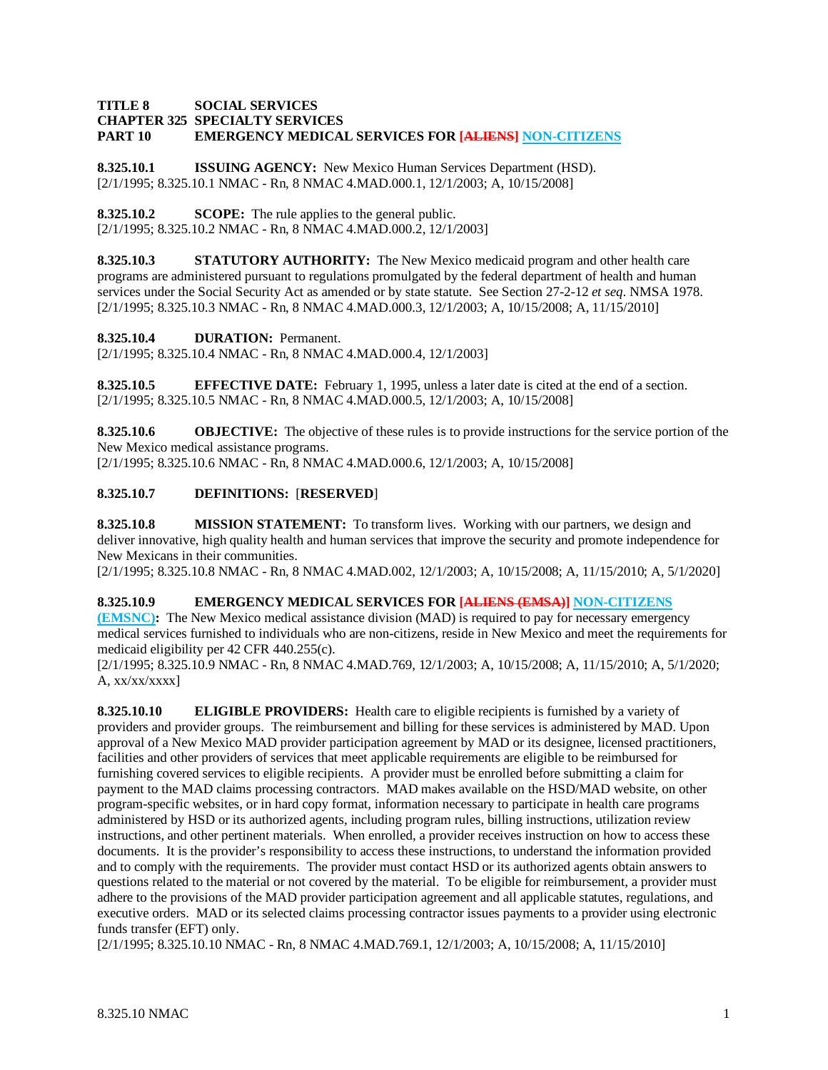**TITLE 8 SOCIAL SERVICES**
**CHAPTER 325 SPECIALTY SERVICES**
**PART 10 EMERGENCY MEDICAL SERVICES FOR ~~[ALIENS]~~ NON-CITIZENS**

**8.325.10.1 ISSUING AGENCY:** New Mexico Human Services Department (HSD).
[2/1/1995; 8.325.10.1 NMAC - Rn, 8 NMAC 4.MAD.000.1, 12/1/2003; A, 10/15/2008]

**8.325.10.2 SCOPE:** The rule applies to the general public.
[2/1/1995; 8.325.10.2 NMAC - Rn, 8 NMAC 4.MAD.000.2, 12/1/2003]

**8.325.10.3 STATUTORY AUTHORITY:** The New Mexico medicaid program and other health care programs are administered pursuant to regulations promulgated by the federal department of health and human services under the Social Security Act as amended or by state statute. See Section 27-2-12 *et seq*. NMSA 1978.
[2/1/1995; 8.325.10.3 NMAC - Rn, 8 NMAC 4.MAD.000.3, 12/1/2003; A, 10/15/2008; A, 11/15/2010]

**8.325.10.4 DURATION:** Permanent.
[2/1/1995; 8.325.10.4 NMAC - Rn, 8 NMAC 4.MAD.000.4, 12/1/2003]

**8.325.10.5 EFFECTIVE DATE:** February 1, 1995, unless a later date is cited at the end of a section.
[2/1/1995; 8.325.10.5 NMAC - Rn, 8 NMAC 4.MAD.000.5, 12/1/2003; A, 10/15/2008]

**8.325.10.6 OBJECTIVE:** The objective of these rules is to provide instructions for the service portion of the New Mexico medical assistance programs.
[2/1/1995; 8.325.10.6 NMAC - Rn, 8 NMAC 4.MAD.000.6, 12/1/2003; A, 10/15/2008]

**8.325.10.7 DEFINITIONS:** [**RESERVED**]

**8.325.10.8 MISSION STATEMENT:** To transform lives. Working with our partners, we design and deliver innovative, high quality health and human services that improve the security and promote independence for New Mexicans in their communities.
[2/1/1995; 8.325.10.8 NMAC - Rn, 8 NMAC 4.MAD.002, 12/1/2003; A, 10/15/2008; A, 11/15/2010; A, 5/1/2020]

**8.325.10.9 EMERGENCY MEDICAL SERVICES FOR ~~[ALIENS (EMSA)]~~ NON-CITIZENS (EMSNC):** The New Mexico medical assistance division (MAD) is required to pay for necessary emergency medical services furnished to individuals who are non-citizens, reside in New Mexico and meet the requirements for medicaid eligibility per 42 CFR 440.255(c).
[2/1/1995; 8.325.10.9 NMAC - Rn, 8 NMAC 4.MAD.769, 12/1/2003; A, 10/15/2008; A, 11/15/2010; A, 5/1/2020; A, xx/xx/xxxx]

**8.325.10.10 ELIGIBLE PROVIDERS:** Health care to eligible recipients is furnished by a variety of providers and provider groups. The reimbursement and billing for these services is administered by MAD. Upon approval of a New Mexico MAD provider participation agreement by MAD or its designee, licensed practitioners, facilities and other providers of services that meet applicable requirements are eligible to be reimbursed for furnishing covered services to eligible recipients. A provider must be enrolled before submitting a claim for payment to the MAD claims processing contractors. MAD makes available on the HSD/MAD website, on other program-specific websites, or in hard copy format, information necessary to participate in health care programs administered by HSD or its authorized agents, including program rules, billing instructions, utilization review instructions, and other pertinent materials. When enrolled, a provider receives instruction on how to access these documents. It is the provider's responsibility to access these instructions, to understand the information provided and to comply with the requirements. The provider must contact HSD or its authorized agents obtain answers to questions related to the material or not covered by the material. To be eligible for reimbursement, a provider must adhere to the provisions of the MAD provider participation agreement and all applicable statutes, regulations, and executive orders. MAD or its selected claims processing contractor issues payments to a provider using electronic funds transfer (EFT) only.
[2/1/1995; 8.325.10.10 NMAC - Rn, 8 NMAC 4.MAD.769.1, 12/1/2003; A, 10/15/2008; A, 11/15/2010]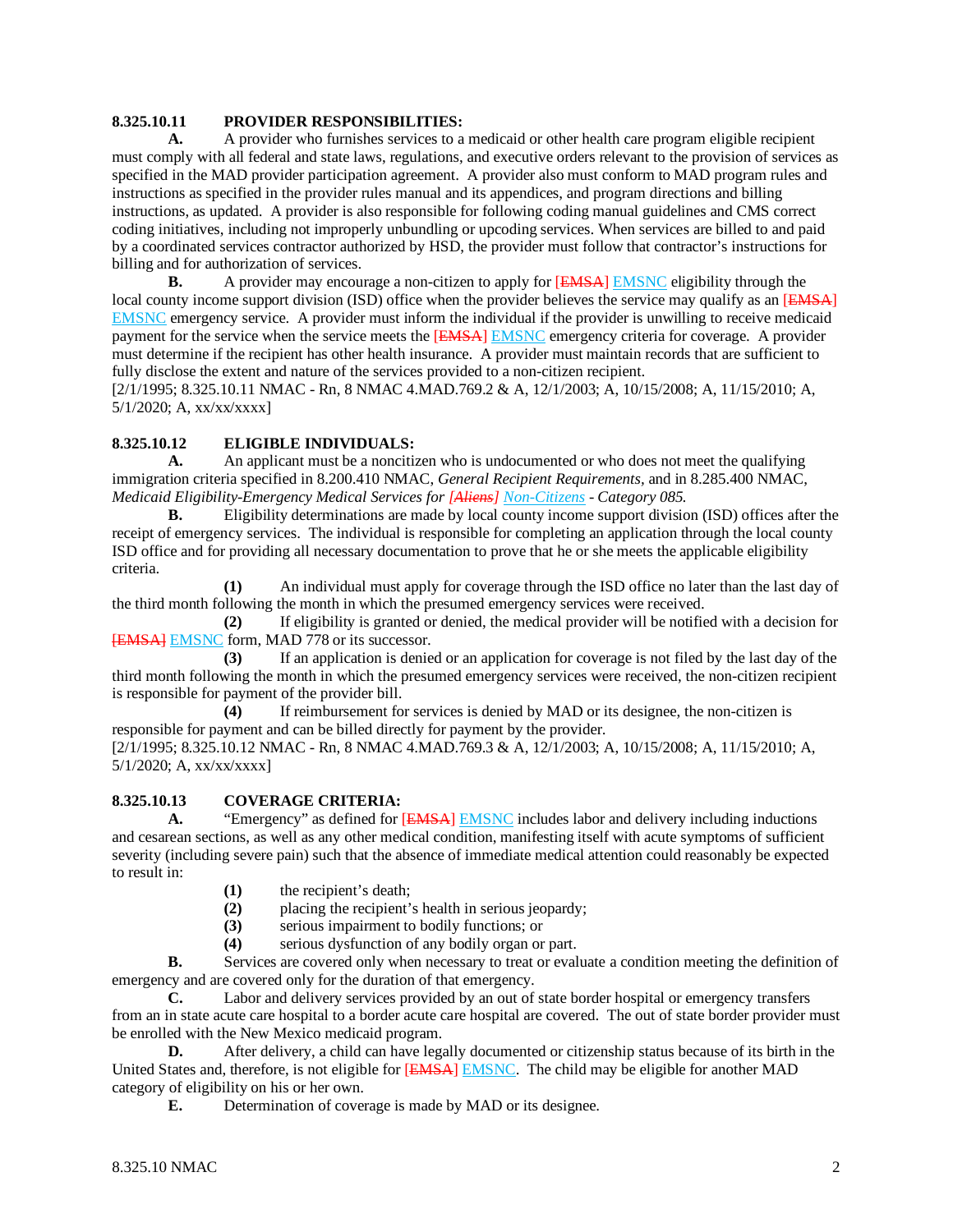**8.325.10.11 PROVIDER RESPONSIBILITIES:**

**A.** A provider who furnishes services to a medicaid or other health care program eligible recipient must comply with all federal and state laws, regulations, and executive orders relevant to the provision of services as specified in the MAD provider participation agreement. A provider also must conform to MAD program rules and instructions as specified in the provider rules manual and its appendices, and program directions and billing instructions, as updated. A provider is also responsible for following coding manual guidelines and CMS correct coding initiatives, including not improperly unbundling or upcoding services. When services are billed to and paid by a coordinated services contractor authorized by HSD, the provider must follow that contractor's instructions for billing and for authorization of services.

**B.** A provider may encourage a non-citizen to apply for [~~EMSA~~] EMSNC eligibility through the local county income support division (ISD) office when the provider believes the service may qualify as an [~~EMSA~~] EMSNC emergency service. A provider must inform the individual if the provider is unwilling to receive medicaid payment for the service when the service meets the [~~EMSA~~] EMSNC emergency criteria for coverage. A provider must determine if the recipient has other health insurance. A provider must maintain records that are sufficient to fully disclose the extent and nature of the services provided to a non-citizen recipient.

[2/1/1995; 8.325.10.11 NMAC - Rn, 8 NMAC 4.MAD.769.2 & A, 12/1/2003; A, 10/15/2008; A, 11/15/2010; A, 5/1/2020; A, xx/xx/xxxx]

**8.325.10.12 ELIGIBLE INDIVIDUALS:**

**A.** An applicant must be a noncitizen who is undocumented or who does not meet the qualifying immigration criteria specified in 8.200.410 NMAC, *General Recipient Requirements*, and in 8.285.400 NMAC, *Medicaid Eligibility-Emergency Medical Services for [~~Aliens~~] Non-Citizens - Category 085.*

**B.** Eligibility determinations are made by local county income support division (ISD) offices after the receipt of emergency services. The individual is responsible for completing an application through the local county ISD office and for providing all necessary documentation to prove that he or she meets the applicable eligibility criteria.

**(1)** An individual must apply for coverage through the ISD office no later than the last day of the third month following the month in which the presumed emergency services were received.

**(2)** If eligibility is granted or denied, the medical provider will be notified with a decision for [~~EMSA~~] EMSNC form, MAD 778 or its successor.

**(3)** If an application is denied or an application for coverage is not filed by the last day of the third month following the month in which the presumed emergency services were received, the non-citizen recipient is responsible for payment of the provider bill.

**(4)** If reimbursement for services is denied by MAD or its designee, the non-citizen is responsible for payment and can be billed directly for payment by the provider.

[2/1/1995; 8.325.10.12 NMAC - Rn, 8 NMAC 4.MAD.769.3 & A, 12/1/2003; A, 10/15/2008; A, 11/15/2010; A, 5/1/2020; A, xx/xx/xxxx]

**8.325.10.13 COVERAGE CRITERIA:**

**A.** "Emergency" as defined for [~~EMSA~~] EMSNC includes labor and delivery including inductions and cesarean sections, as well as any other medical condition, manifesting itself with acute symptoms of sufficient severity (including severe pain) such that the absence of immediate medical attention could reasonably be expected to result in:

**(1)** the recipient's death;

**(2)** placing the recipient's health in serious jeopardy;

**(3)** serious impairment to bodily functions; or

**(4)** serious dysfunction of any bodily organ or part.

**B.** Services are covered only when necessary to treat or evaluate a condition meeting the definition of emergency and are covered only for the duration of that emergency.

**C.** Labor and delivery services provided by an out of state border hospital or emergency transfers from an in state acute care hospital to a border acute care hospital are covered. The out of state border provider must be enrolled with the New Mexico medicaid program.

**D.** After delivery, a child can have legally documented or citizenship status because of its birth in the United States and, therefore, is not eligible for [~~EMSA~~] EMSNC. The child may be eligible for another MAD category of eligibility on his or her own.

**E.** Determination of coverage is made by MAD or its designee.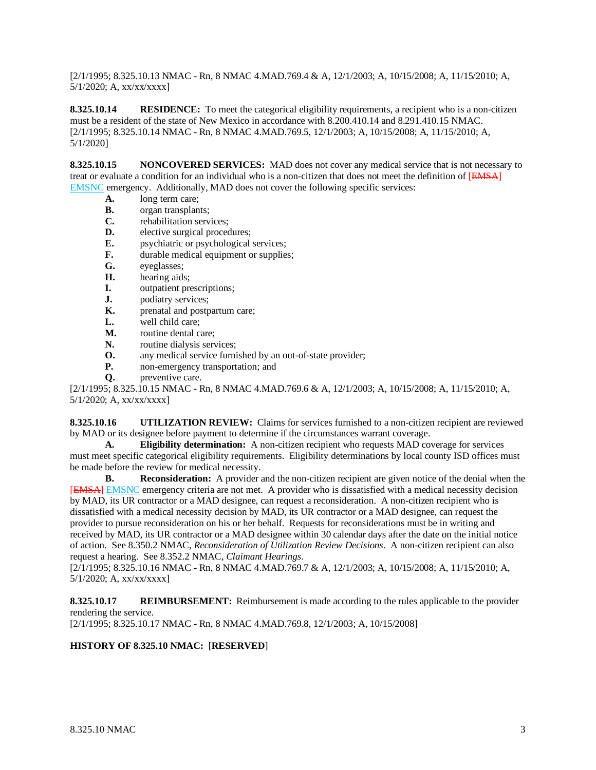[2/1/1995; 8.325.10.13 NMAC - Rn, 8 NMAC 4.MAD.769.4 & A, 12/1/2003; A, 10/15/2008; A, 11/15/2010; A, 5/1/2020; A, xx/xx/xxxx]

**8.325.10.14 RESIDENCE:** To meet the categorical eligibility requirements, a recipient who is a non-citizen must be a resident of the state of New Mexico in accordance with 8.200.410.14 and 8.291.410.15 NMAC.
[2/1/1995; 8.325.10.14 NMAC - Rn, 8 NMAC 4.MAD.769.5, 12/1/2003; A, 10/15/2008; A, 11/15/2010; A, 5/1/2020]

**8.325.10.15 NONCOVERED SERVICES:** MAD does not cover any medical service that is not necessary to treat or evaluate a condition for an individual who is a non-citizen that does not meet the definition of [~~EMSA~~] EMSNC emergency. Additionally, MAD does not cover the following specific services:

- **A.** long term care;
- **B.** organ transplants;
- **C.** rehabilitation services;
- **D.** elective surgical procedures;
- **E.** psychiatric or psychological services;
- **F.** durable medical equipment or supplies;
- **G.** eyeglasses;
- **H.** hearing aids;
- **I.** outpatient prescriptions;
- **J.** podiatry services;
- **K.** prenatal and postpartum care;
- **L.** well child care;
- **M.** routine dental care;
- **N.** routine dialysis services;
- **O.** any medical service furnished by an out-of-state provider;
- **P.** non-emergency transportation; and
- **Q.** preventive care.

[2/1/1995; 8.325.10.15 NMAC - Rn, 8 NMAC 4.MAD.769.6 & A, 12/1/2003; A, 10/15/2008; A, 11/15/2010; A, 5/1/2020; A, xx/xx/xxxx]

**8.325.10.16 UTILIZATION REVIEW:** Claims for services furnished to a non-citizen recipient are reviewed by MAD or its designee before payment to determine if the circumstances warrant coverage.

**A. Eligibility determination:** A non-citizen recipient who requests MAD coverage for services must meet specific categorical eligibility requirements. Eligibility determinations by local county ISD offices must be made before the review for medical necessity.

**B. Reconsideration:** A provider and the non-citizen recipient are given notice of the denial when the [~~EMSA~~] EMSNC emergency criteria are not met. A provider who is dissatisfied with a medical necessity decision by MAD, its UR contractor or a MAD designee, can request a reconsideration. A non-citizen recipient who is dissatisfied with a medical necessity decision by MAD, its UR contractor or a MAD designee, can request the provider to pursue reconsideration on his or her behalf. Requests for reconsiderations must be in writing and received by MAD, its UR contractor or a MAD designee within 30 calendar days after the date on the initial notice of action. See 8.350.2 NMAC, *Reconsideration of Utilization Review Decisions*. A non-citizen recipient can also request a hearing. See 8.352.2 NMAC, *Claimant Hearings*.
[2/1/1995; 8.325.10.16 NMAC - Rn, 8 NMAC 4.MAD.769.7 & A, 12/1/2003; A, 10/15/2008; A, 11/15/2010; A, 5/1/2020; A, xx/xx/xxxx]

**8.325.10.17 REIMBURSEMENT:** Reimbursement is made according to the rules applicable to the provider rendering the service.
[2/1/1995; 8.325.10.17 NMAC - Rn, 8 NMAC 4.MAD.769.8, 12/1/2003; A, 10/15/2008]

**HISTORY OF 8.325.10 NMAC:** [**RESERVED**]